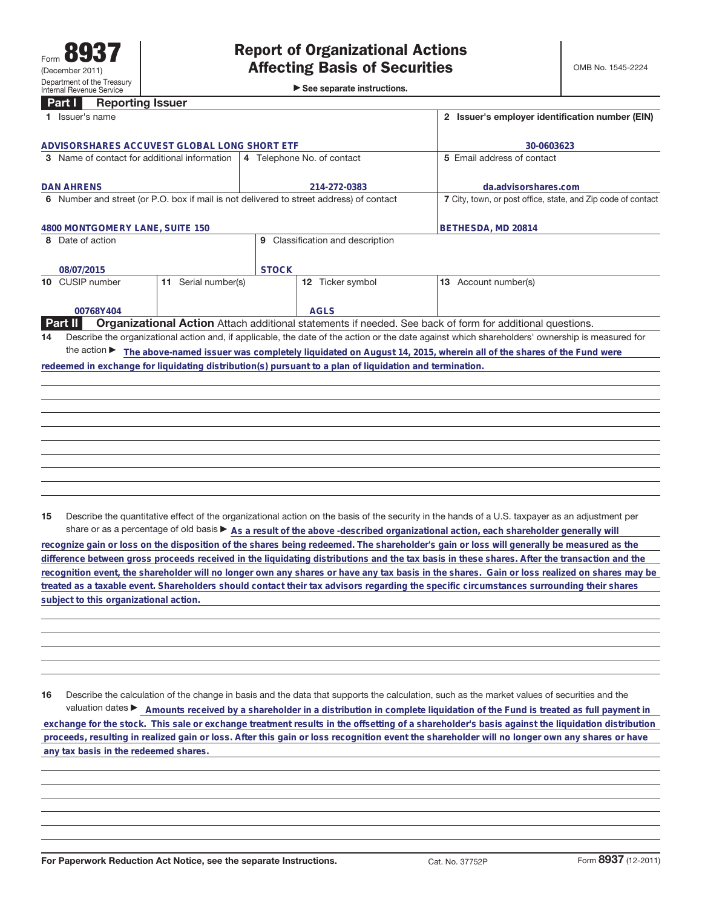Form **8937**
(December 2011)
Department of the Treasury
Internal Revenue Service

# Report of Organizational Actions Affecting Basis of Securities

▶ See separate instructions.

OMB No. 1545-2224

## Part I Reporting Issuer

| 1 Issuer's name | | | 2 Issuer's employer identification number (EIN) |
|---|---|---|---|
| ADVISORSHARES ACCUVEST GLOBAL LONG SHORT ETF | | | 30-0603623 |
| 3 Name of contact for additional information | 4 Telephone No. of contact | | 5 Email address of contact |
| DAN AHRENS | 214-272-0383 | | da.advisorshares.com |
| 6 Number and street (or P.O. box if mail is not delivered to street address) of contact | | | 7 City, town, or post office, state, and Zip code of contact |
| 4800 MONTGOMERY LANE, SUITE 150 | | | BETHESDA, MD 20814 |
| 8 Date of action | 9 Classification and description | | |
| 08/07/2015 | STOCK | | |
| 10 CUSIP number | 11 Serial number(s) | 12 Ticker symbol | 13 Account number(s) |
| 00768Y404 | | AGLS | |

## Part II Organizational Action

Attach additional statements if needed. See back of form for additional questions.

**14** Describe the organizational action and, if applicable, the date of the action or the date against which shareholders' ownership is measured for the action ▶ The above-named issuer was completely liquidated on August 14, 2015, wherein all of the shares of the Fund were redeemed in exchange for liquidating distribution(s) pursuant to a plan of liquidation and termination.

**15** Describe the quantitative effect of the organizational action on the basis of the security in the hands of a U.S. taxpayer as an adjustment per share or as a percentage of old basis ▶ As a result of the above -described organizational action, each shareholder generally will recognize gain or loss on the disposition of the shares being redeemed. The shareholder's gain or loss will generally be measured as the difference between gross proceeds received in the liquidating distributions and the tax basis in these shares. After the transaction and the recognition event, the shareholder will no longer own any shares or have any tax basis in the shares. Gain or loss realized on shares may be treated as a taxable event. Shareholders should contact their tax advisors regarding the specific circumstances surrounding their shares subject to this organizational action.

**16** Describe the calculation of the change in basis and the data that supports the calculation, such as the market values of securities and the valuation dates ▶ Amounts received by a shareholder in a distribution in complete liquidation of the Fund is treated as full payment in exchange for the stock. This sale or exchange treatment results in the offsetting of a shareholder's basis against the liquidation distribution proceeds, resulting in realized gain or loss. After this gain or loss recognition event the shareholder will no longer own any shares or have any tax basis in the redeemed shares.

For Paperwork Reduction Act Notice, see the separate Instructions. Cat. No. 37752P Form **8937** (12-2011)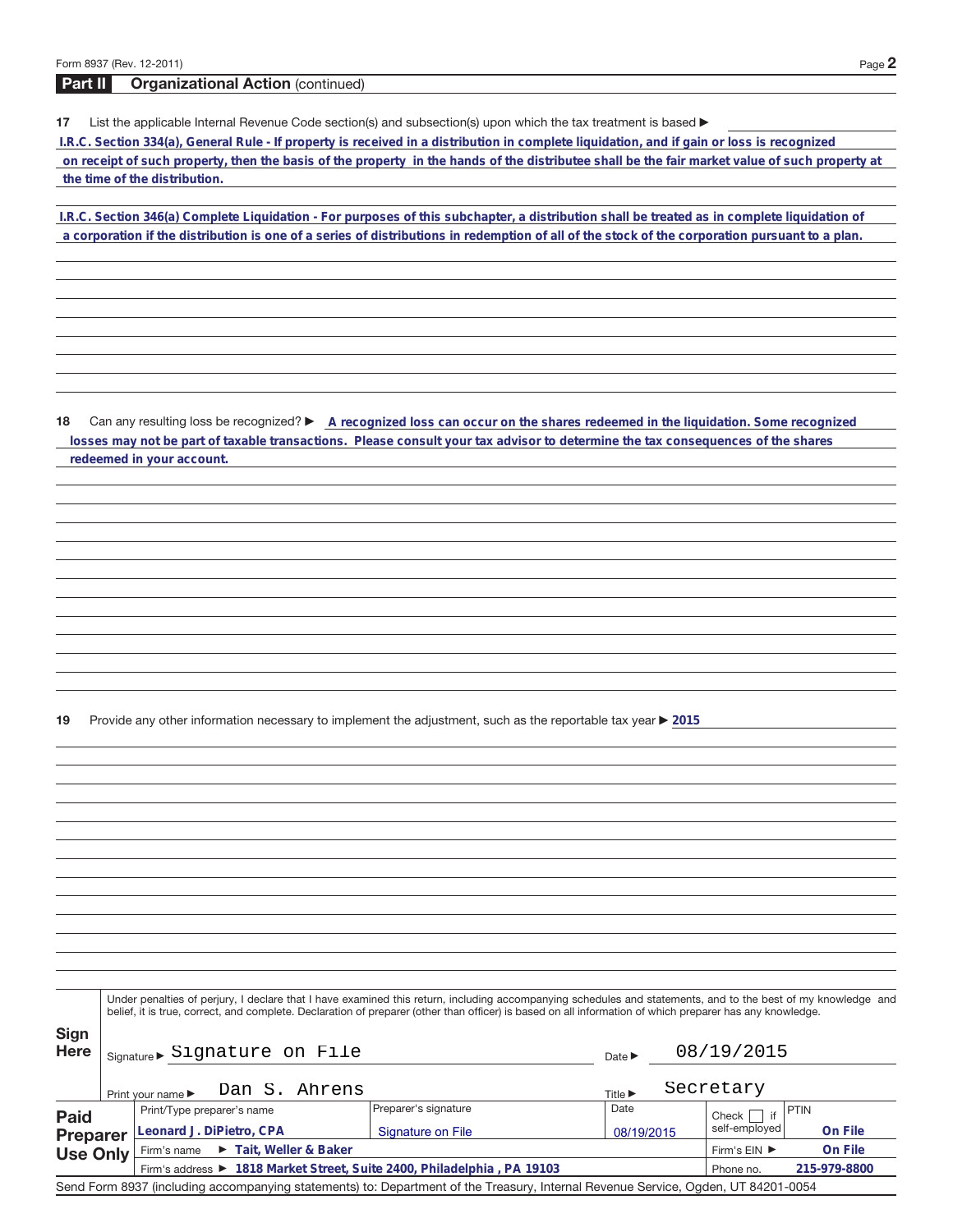## Part II Organizational Action (continued)

**17** List the applicable Internal Revenue Code section(s) and subsection(s) upon which the tax treatment is based ▶

**I.R.C. Section 334(a), General Rule - If property is received in a distribution in complete liquidation, and if gain or loss is recognized on receipt of such property, then the basis of the property in the hands of the distributee shall be the fair market value of such property at the time of the distribution.**

**I.R.C. Section 346(a) Complete Liquidation - For purposes of this subchapter, a distribution shall be treated as in complete liquidation of a corporation if the distribution is one of a series of distributions in redemption of all of the stock of the corporation pursuant to a plan.**

**18** Can any resulting loss be recognized? ▶ **A recognized loss can occur on the shares redeemed in the liquidation. Some recognized losses may not be part of taxable transactions. Please consult your tax advisor to determine the tax consequences of the shares redeemed in your account.**

**19** Provide any other information necessary to implement the adjustment, such as the reportable tax year ▶ **2015**

Under penalties of perjury, I declare that I have examined this return, including accompanying schedules and statements, and to the best of my knowledge and belief, it is true, correct, and complete. Declaration of preparer (other than officer) is based on all information of which preparer has any knowledge.

**Sign Here**

Signature ▶ Signature on File — Date ▶ 08/19/2015

Print your name ▶ Dan S. Ahrens — Title ▶ Secretary

**Paid Preparer Use Only**

| Print/Type preparer's name | Preparer's signature | Date | Check ☐ if self-employed | PTIN |
|---|---|---|---|---|
| **Leonard J. DiPietro, CPA** | Signature on File | 08/19/2015 | | **On File** |
| Firm's name ▶ **Tait, Weller & Baker** | | | Firm's EIN ▶ | **On File** |
| Firm's address ▶ **1818 Market Street, Suite 2400, Philadelphia, PA 19103** | | | Phone no. | **215-979-8800** |

Send Form 8937 (including accompanying statements) to: Department of the Treasury, Internal Revenue Service, Ogden, UT 84201-0054